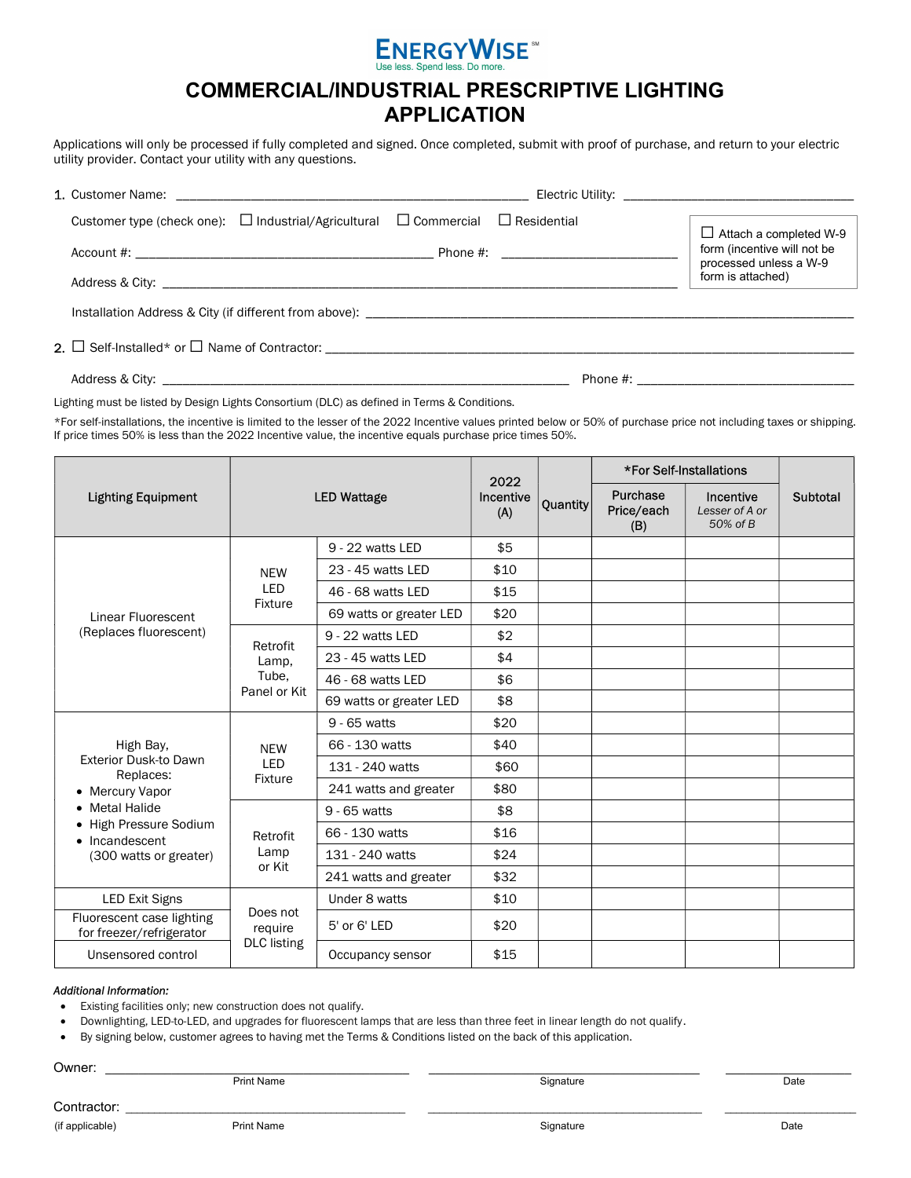ENERGYWISE℠
Use less. Spend less. Do more.

# COMMERCIAL/INDUSTRIAL PRESCRIPTIVE LIGHTING APPLICATION

Applications will only be processed if fully completed and signed. Once completed, submit with proof of purchase, and return to your electric utility provider. Contact your utility with any questions.

1. Customer Name: ____________________ Electric Utility: ____________________

   Customer type (check one): ☐ Industrial/Agricultural ☐ Commercial ☐ Residential

   Account #: ____________________ Phone #: ____________________

   Address & City: ____________________

   ☐ Attach a completed W-9 form (incentive will not be processed unless a W-9 form is attached)

   Installation Address & City (if different from above): ____________________

2. ☐ Self-Installed* or ☐ Name of Contractor: ____________________

   Address & City: ____________________ Phone #: ____________________

Lighting must be listed by Design Lights Consortium (DLC) as defined in Terms & Conditions.

*For self-installations, the incentive is limited to the lesser of the 2022 Incentive values printed below or 50% of purchase price not including taxes or shipping. If price times 50% is less than the 2022 Incentive value, the incentive equals purchase price times 50%.

| Lighting Equipment | LED Wattage | | 2022 Incentive (A) | Quantity | *For Self-Installations | | Subtotal |
|---|---|---|---|---|---|---|---|
| | | | | | Purchase Price/each (B) | Incentive *Lesser of A or 50% of B* | |
| Linear Fluorescent (Replaces fluorescent) | NEW LED Fixture | 9 - 22 watts LED | $5 | | | | |
| | | 23 - 45 watts LED | $10 | | | | |
| | | 46 - 68 watts LED | $15 | | | | |
| | | 69 watts or greater LED | $20 | | | | |
| | Retrofit Lamp, Tube, Panel or Kit | 9 - 22 watts LED | $2 | | | | |
| | | 23 - 45 watts LED | $4 | | | | |
| | | 46 - 68 watts LED | $6 | | | | |
| | | 69 watts or greater LED | $8 | | | | |
| High Bay, Exterior Dusk-to Dawn Replaces: • Mercury Vapor • Metal Halide • High Pressure Sodium • Incandescent (300 watts or greater) | NEW LED Fixture | 9 - 65 watts | $20 | | | | |
| | | 66 - 130 watts | $40 | | | | |
| | | 131 - 240 watts | $60 | | | | |
| | | 241 watts and greater | $80 | | | | |
| | Retrofit Lamp or Kit | 9 - 65 watts | $8 | | | | |
| | | 66 - 130 watts | $16 | | | | |
| | | 131 - 240 watts | $24 | | | | |
| | | 241 watts and greater | $32 | | | | |
| LED Exit Signs | Does not require DLC listing | Under 8 watts | $10 | | | | |
| Fluorescent case lighting for freezer/refrigerator | | 5' or 6' LED | $20 | | | | |
| Unsensored control | | Occupancy sensor | $15 | | | | |

*Additional Information:*

- Existing facilities only; new construction does not qualify.
- Downlighting, LED-to-LED, and upgrades for fluorescent lamps that are less than three feet in linear length do not qualify.
- By signing below, customer agrees to having met the Terms & Conditions listed on the back of this application.

Owner: ____________________ ____________________ ____________
Print Name Signature Date

Contractor: ____________________ ____________________ ____________
(if applicable) Print Name Signature Date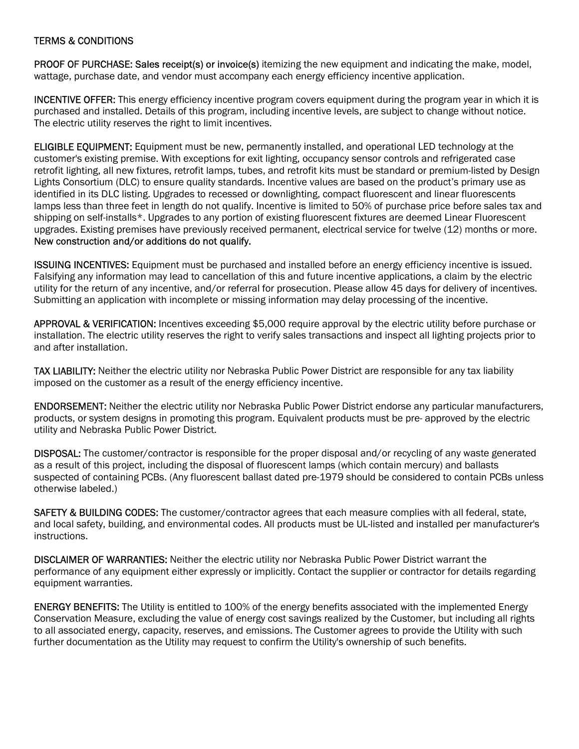## TERMS & CONDITIONS

**PROOF OF PURCHASE: Sales receipt(s) or invoice(s)** itemizing the new equipment and indicating the make, model, wattage, purchase date, and vendor must accompany each energy efficiency incentive application.

**INCENTIVE OFFER:** This energy efficiency incentive program covers equipment during the program year in which it is purchased and installed. Details of this program, including incentive levels, are subject to change without notice. The electric utility reserves the right to limit incentives.

**ELIGIBLE EQUIPMENT:** Equipment must be new, permanently installed, and operational LED technology at the customer's existing premise. With exceptions for exit lighting, occupancy sensor controls and refrigerated case retrofit lighting, all new fixtures, retrofit lamps, tubes, and retrofit kits must be standard or premium-listed by Design Lights Consortium (DLC) to ensure quality standards. Incentive values are based on the product's primary use as identified in its DLC listing. Upgrades to recessed or downlighting, compact fluorescent and linear fluorescents lamps less than three feet in length do not qualify. Incentive is limited to 50% of purchase price before sales tax and shipping on self-installs*. Upgrades to any portion of existing fluorescent fixtures are deemed Linear Fluorescent upgrades. Existing premises have previously received permanent, electrical service for twelve (12) months or more. **New construction and/or additions do not qualify.**

**ISSUING INCENTIVES:** Equipment must be purchased and installed before an energy efficiency incentive is issued. Falsifying any information may lead to cancellation of this and future incentive applications, a claim by the electric utility for the return of any incentive, and/or referral for prosecution. Please allow 45 days for delivery of incentives. Submitting an application with incomplete or missing information may delay processing of the incentive.

**APPROVAL & VERIFICATION:** Incentives exceeding $5,000 require approval by the electric utility before purchase or installation. The electric utility reserves the right to verify sales transactions and inspect all lighting projects prior to and after installation.

**TAX LIABILITY:** Neither the electric utility nor Nebraska Public Power District are responsible for any tax liability imposed on the customer as a result of the energy efficiency incentive.

**ENDORSEMENT:** Neither the electric utility nor Nebraska Public Power District endorse any particular manufacturers, products, or system designs in promoting this program. Equivalent products must be pre- approved by the electric utility and Nebraska Public Power District.

**DISPOSAL:** The customer/contractor is responsible for the proper disposal and/or recycling of any waste generated as a result of this project, including the disposal of fluorescent lamps (which contain mercury) and ballasts suspected of containing PCBs. (Any fluorescent ballast dated pre-1979 should be considered to contain PCBs unless otherwise labeled.)

**SAFETY & BUILDING CODES:** The customer/contractor agrees that each measure complies with all federal, state, and local safety, building, and environmental codes. All products must be UL-listed and installed per manufacturer's instructions.

**DISCLAIMER OF WARRANTIES:** Neither the electric utility nor Nebraska Public Power District warrant the performance of any equipment either expressly or implicitly. Contact the supplier or contractor for details regarding equipment warranties.

**ENERGY BENEFITS:** The Utility is entitled to 100% of the energy benefits associated with the implemented Energy Conservation Measure, excluding the value of energy cost savings realized by the Customer, but including all rights to all associated energy, capacity, reserves, and emissions. The Customer agrees to provide the Utility with such further documentation as the Utility may request to confirm the Utility's ownership of such benefits.